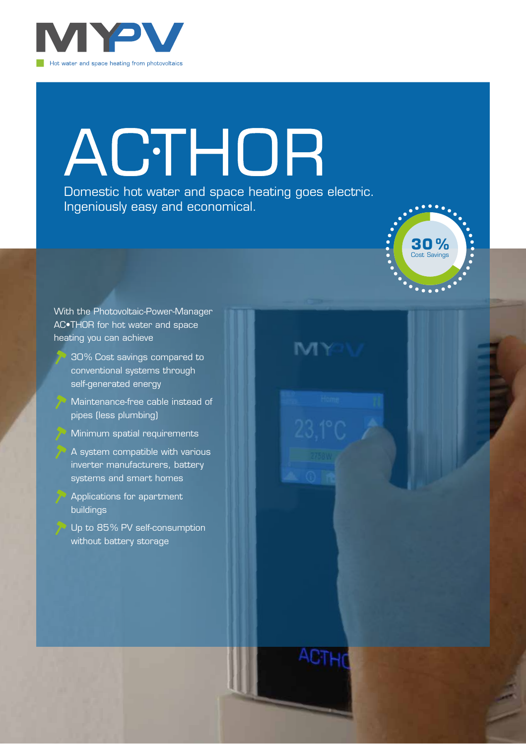MYPV

Hot water and space heating from photovoltaics

# AC•THOR

Domestic hot water and space heating goes electric.
Ingeniously easy and economical.

30 % Cost Savings

With the Photovoltaic-Power-Manager AC•THOR for hot water and space heating you can achieve

- 30% Cost savings compared to conventional systems through self-generated energy
- Maintenance-free cable instead of pipes (less plumbing)
- Minimum spatial requirements
- A system compatible with various inverter manufacturers, battery systems and smart homes
- Applications for apartment buildings
- Up to 85% PV self-consumption without battery storage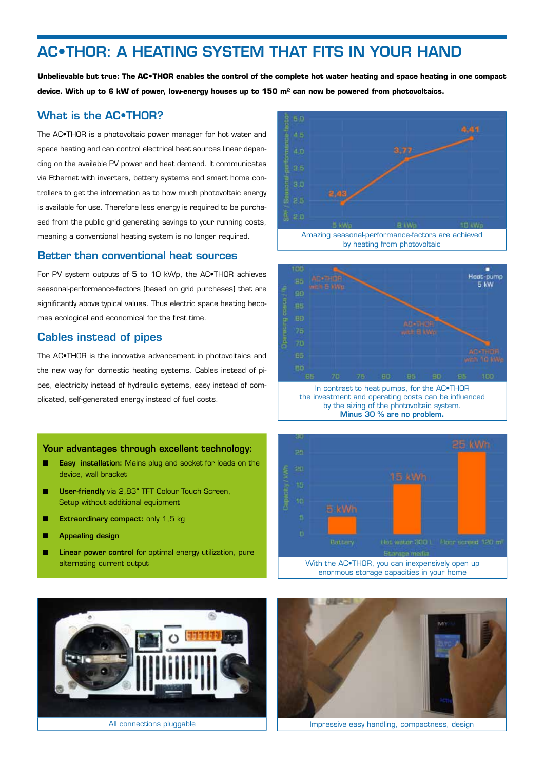# AC•THOR: A HEATING SYSTEM THAT FITS IN YOUR HAND

**Unbelievable but true: The AC•THOR enables the control of the complete hot water heating and space heating in one compact device. With up to 6 kW of power, low-energy houses up to 150 m² can now be powered from photovoltaics.**

## What is the AC•THOR?

The AC•THOR is a photovoltaic power manager for hot water and space heating and can control electrical heat sources linear depending on the available PV power and heat demand. It communicates via Ethernet with inverters, battery systems and smart home controllers to get the information as to how much photovoltaic energy is available for use. Therefore less energy is required to be purchased from the public grid generating savings to your running costs, meaning a conventional heating system is no longer required.

## Better than conventional heat sources

For PV system outputs of 5 to 10 kWp, the AC•THOR achieves seasonal-performance-factors (based on grid purchases) that are significantly above typical values. Thus electric space heating becomes ecological and economical for the first time.

## Cables instead of pipes

The AC•THOR is the innovative advancement in photovoltaics and the new way for domestic heating systems. Cables instead of pipes, electricity instead of hydraulic systems, easy instead of complicated, self-generated energy instead of fuel costs.

### Your advantages through excellent technology:

- **Easy installation:** Mains plug and socket for loads on the device, wall bracket
- **User-friendly** via 2,83" TFT Colour Touch Screen, Setup without additional equipment
- **Extraordinary compact:** only 1,5 kg
- **Appealing design**
- **Linear power control** for optimal energy utilization, pure alternating current output

Amazing seasonal-performance-factors are achieved by heating from photovoltaic

In contrast to heat pumps, for the AC•THOR the investment and operating costs can be influenced by the sizing of the photovoltaic system. **Minus 30 % are no problem.**

With the AC•THOR, you can inexpensively open up enormous storage capacities in your home

All connections pluggable

Impressive easy handling, compactness, design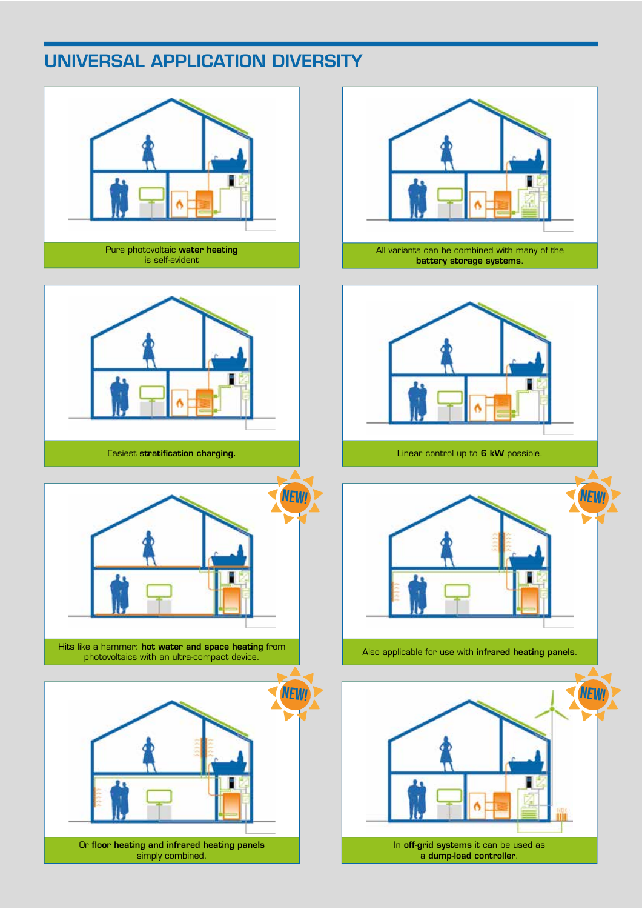# UNIVERSAL APPLICATION DIVERSITY

Pure photovoltaic **water heating** is self-evident

All variants can be combined with many of the **battery storage systems**.

Easiest **stratification charging.**

Linear control up to **6 kW** possible.

NEW!

Hits like a hammer: **hot water and space heating** from photovoltaics with an ultra-compact device.

NEW!

Also applicable for use with **infrared heating panels**.

NEW!

Or **floor heating and infrared heating panels** simply combined.

NEW!

In **off-grid systems** it can be used as a **dump-load controller**.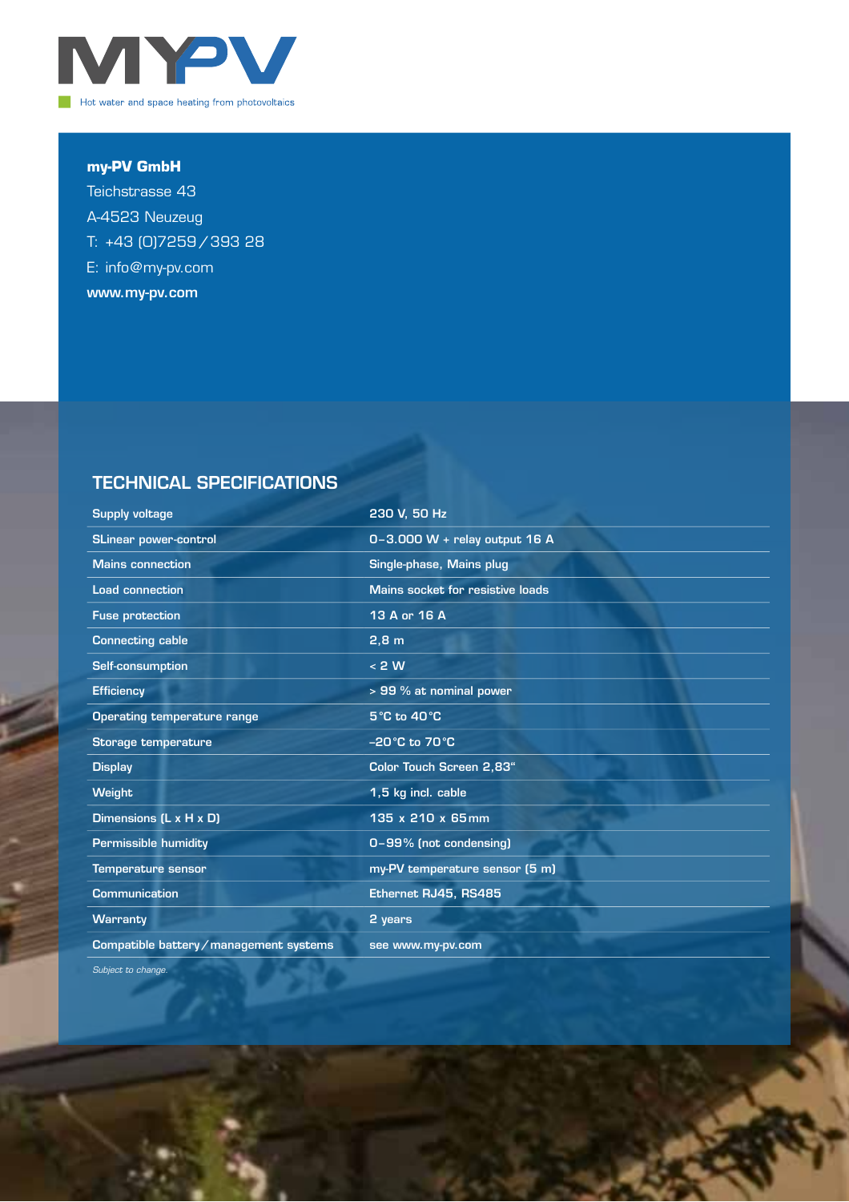MYPV

Hot water and space heating from photovoltaics

**my-PV GmbH**
Teichstrasse 43
A-4523 Neuzeug
T: +43 (0)7259 / 393 28
E: info@my-pv.com
**www.my-pv.com**

## TECHNICAL SPECIFICATIONS

| | |
|---|---|
| Supply voltage | 230 V, 50 Hz |
| SLinear power-control | 0–3.000 W + relay output 16 A |
| Mains connection | Single-phase, Mains plug |
| Load connection | Mains socket for resistive loads |
| Fuse protection | 13 A or 16 A |
| Connecting cable | 2,8 m |
| Self-consumption | < 2 W |
| Efficiency | > 99 % at nominal power |
| Operating temperature range | 5 °C to 40 °C |
| Storage temperature | –20 °C to 70 °C |
| Display | Color Touch Screen 2,83" |
| Weight | 1,5 kg incl. cable |
| Dimensions (L x H x D) | 135 x 210 x 65 mm |
| Permissible humidity | 0–99 % (not condensing) |
| Temperature sensor | my-PV temperature sensor (5 m) |
| Communication | Ethernet RJ45, RS485 |
| Warranty | 2 years |
| Compatible battery / management systems | see www.my-pv.com |

*Subject to change.*